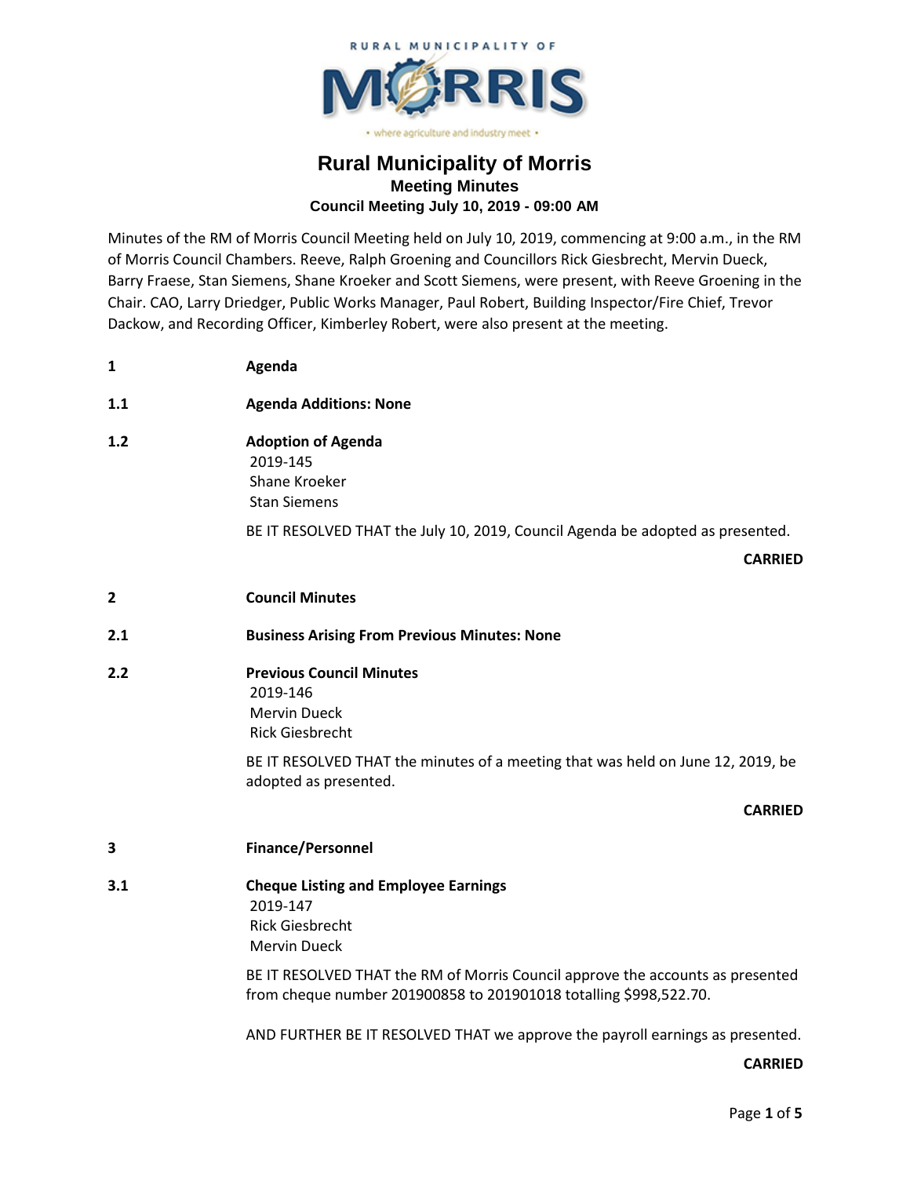RURAL MUNICIPALITY OF

MORRIS

• where agriculture and industry meet •

# Rural Municipality of Morris

## Meeting Minutes

### Council Meeting July 10, 2019 - 09:00 AM

Minutes of the RM of Morris Council Meeting held on July 10, 2019, commencing at 9:00 a.m., in the RM of Morris Council Chambers. Reeve, Ralph Groening and Councillors Rick Giesbrecht, Mervin Dueck, Barry Fraese, Stan Siemens, Shane Kroeker and Scott Siemens, were present, with Reeve Groening in the Chair. CAO, Larry Driedger, Public Works Manager, Paul Robert, Building Inspector/Fire Chief, Trevor Dackow, and Recording Officer, Kimberley Robert, were also present at the meeting.

**1 Agenda**

**1.1 Agenda Additions: None**

**1.2 Adoption of Agenda**

2019-145
Shane Kroeker
Stan Siemens

BE IT RESOLVED THAT the July 10, 2019, Council Agenda be adopted as presented.

**CARRIED**

**2 Council Minutes**

**2.1 Business Arising From Previous Minutes: None**

**2.2 Previous Council Minutes**

2019-146
Mervin Dueck
Rick Giesbrecht

BE IT RESOLVED THAT the minutes of a meeting that was held on June 12, 2019, be adopted as presented.

**CARRIED**

**3 Finance/Personnel**

**3.1 Cheque Listing and Employee Earnings**

2019-147
Rick Giesbrecht
Mervin Dueck

BE IT RESOLVED THAT the RM of Morris Council approve the accounts as presented from cheque number 201900858 to 201901018 totalling $998,522.70.

AND FURTHER BE IT RESOLVED THAT we approve the payroll earnings as presented.

**CARRIED**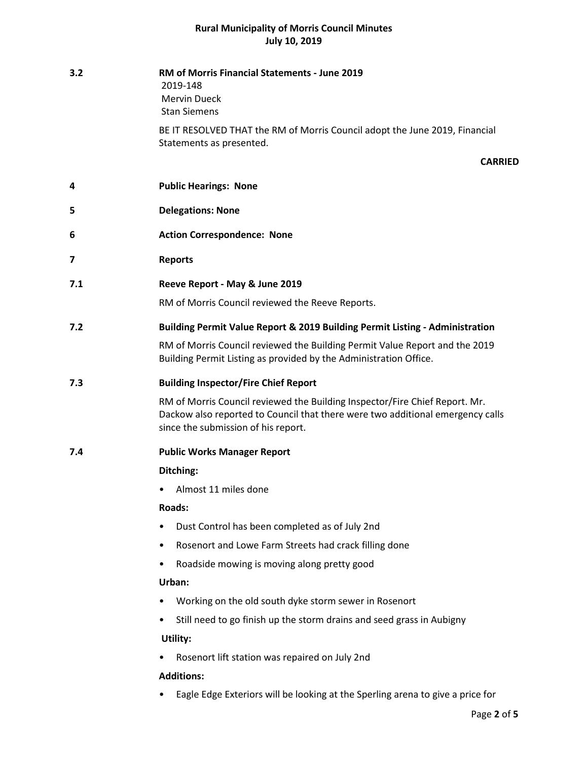**3.2 RM of Morris Financial Statements - June 2019**

2019-148
Mervin Dueck
Stan Siemens

BE IT RESOLVED THAT the RM of Morris Council adopt the June 2019, Financial Statements as presented.

**CARRIED**

**4 Public Hearings: None**

**5 Delegations: None**

**6 Action Correspondence: None**

**7 Reports**

**7.1 Reeve Report - May & June 2019**

RM of Morris Council reviewed the Reeve Reports.

**7.2 Building Permit Value Report & 2019 Building Permit Listing - Administration**

RM of Morris Council reviewed the Building Permit Value Report and the 2019 Building Permit Listing as provided by the Administration Office.

**7.3 Building Inspector/Fire Chief Report**

RM of Morris Council reviewed the Building Inspector/Fire Chief Report. Mr. Dackow also reported to Council that there were two additional emergency calls since the submission of his report.

**7.4 Public Works Manager Report**

**Ditching:**

- Almost 11 miles done

**Roads:**

- Dust Control has been completed as of July 2nd
- Rosenort and Lowe Farm Streets had crack filling done
- Roadside mowing is moving along pretty good

**Urban:**

- Working on the old south dyke storm sewer in Rosenort
- Still need to go finish up the storm drains and seed grass in Aubigny

**Utility:**

- Rosenort lift station was repaired on July 2nd

**Additions:**

- Eagle Edge Exteriors will be looking at the Sperling arena to give a price for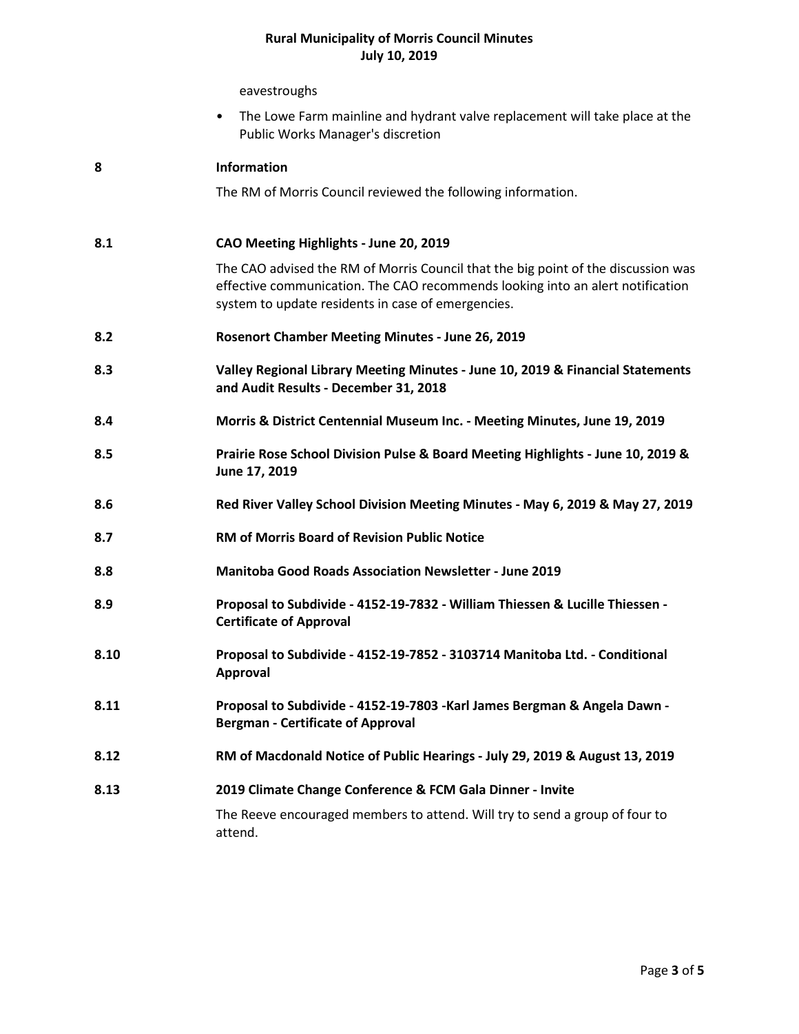eavestroughs

- The Lowe Farm mainline and hydrant valve replacement will take place at the Public Works Manager's discretion

## 8 Information

The RM of Morris Council reviewed the following information.

### 8.1 CAO Meeting Highlights - June 20, 2019

The CAO advised the RM of Morris Council that the big point of the discussion was effective communication. The CAO recommends looking into an alert notification system to update residents in case of emergencies.

### 8.2 Rosenort Chamber Meeting Minutes - June 26, 2019

### 8.3 Valley Regional Library Meeting Minutes - June 10, 2019 & Financial Statements and Audit Results - December 31, 2018

### 8.4 Morris & District Centennial Museum Inc. - Meeting Minutes, June 19, 2019

### 8.5 Prairie Rose School Division Pulse & Board Meeting Highlights - June 10, 2019 & June 17, 2019

### 8.6 Red River Valley School Division Meeting Minutes - May 6, 2019 & May 27, 2019

### 8.7 RM of Morris Board of Revision Public Notice

### 8.8 Manitoba Good Roads Association Newsletter - June 2019

### 8.9 Proposal to Subdivide - 4152-19-7832 - William Thiessen & Lucille Thiessen - Certificate of Approval

### 8.10 Proposal to Subdivide - 4152-19-7852 - 3103714 Manitoba Ltd. - Conditional Approval

### 8.11 Proposal to Subdivide - 4152-19-7803 -Karl James Bergman & Angela Dawn - Bergman - Certificate of Approval

### 8.12 RM of Macdonald Notice of Public Hearings - July 29, 2019 & August 13, 2019

### 8.13 2019 Climate Change Conference & FCM Gala Dinner - Invite

The Reeve encouraged members to attend. Will try to send a group of four to attend.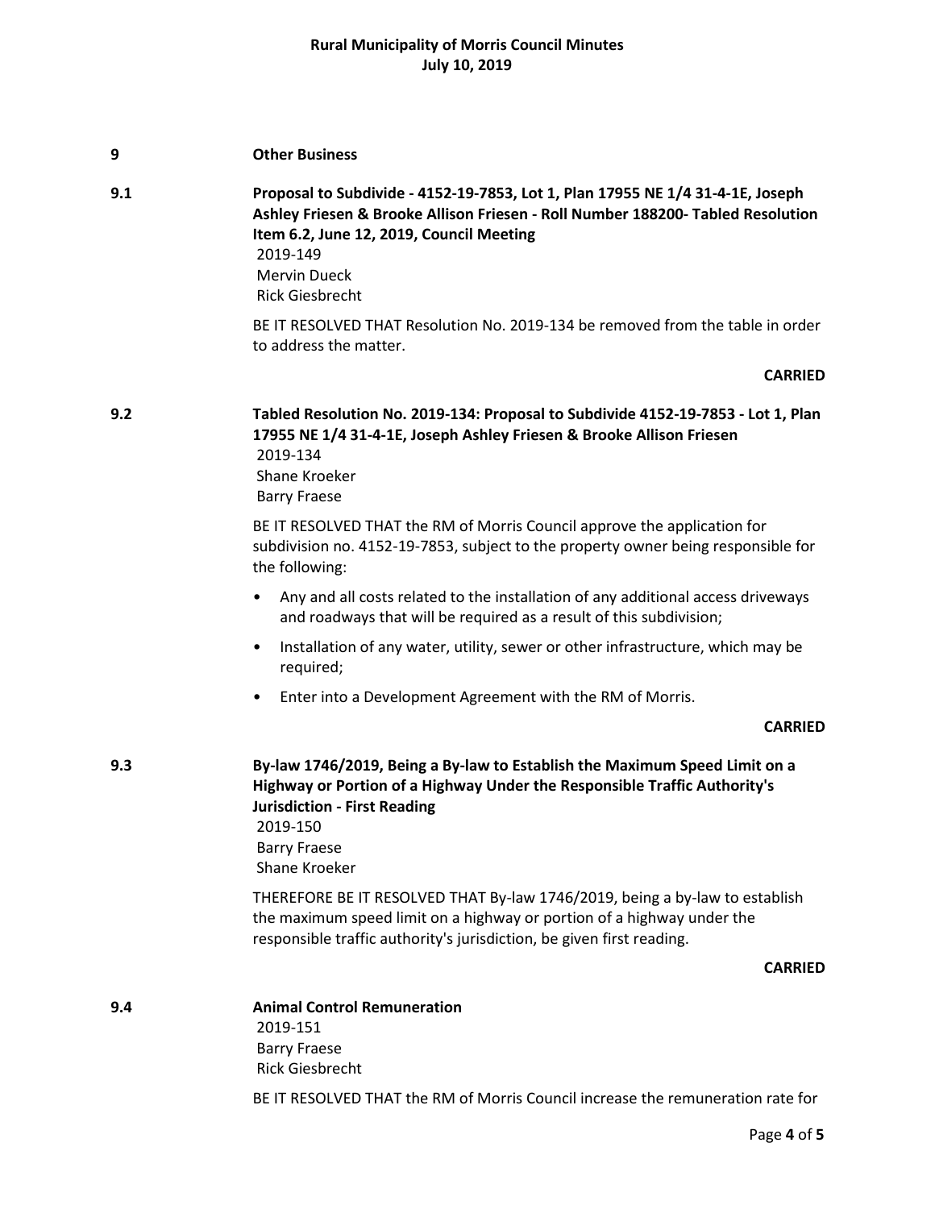## 9 Other Business

### 9.1 Proposal to Subdivide - 4152-19-7853, Lot 1, Plan 17955 NE 1/4 31-4-1E, Joseph Ashley Friesen & Brooke Allison Friesen - Roll Number 188200- Tabled Resolution Item 6.2, June 12, 2019, Council Meeting

2019-149
Mervin Dueck
Rick Giesbrecht

BE IT RESOLVED THAT Resolution No. 2019-134 be removed from the table in order to address the matter.

**CARRIED**

### 9.2 Tabled Resolution No. 2019-134: Proposal to Subdivide 4152-19-7853 - Lot 1, Plan 17955 NE 1/4 31-4-1E, Joseph Ashley Friesen & Brooke Allison Friesen

2019-134
Shane Kroeker
Barry Fraese

BE IT RESOLVED THAT the RM of Morris Council approve the application for subdivision no. 4152-19-7853, subject to the property owner being responsible for the following:

- Any and all costs related to the installation of any additional access driveways and roadways that will be required as a result of this subdivision;
- Installation of any water, utility, sewer or other infrastructure, which may be required;
- Enter into a Development Agreement with the RM of Morris.

**CARRIED**

### 9.3 By-law 1746/2019, Being a By-law to Establish the Maximum Speed Limit on a Highway or Portion of a Highway Under the Responsible Traffic Authority's Jurisdiction - First Reading

2019-150
Barry Fraese
Shane Kroeker

THEREFORE BE IT RESOLVED THAT By-law 1746/2019, being a by-law to establish the maximum speed limit on a highway or portion of a highway under the responsible traffic authority's jurisdiction, be given first reading.

**CARRIED**

### 9.4 Animal Control Remuneration

2019-151
Barry Fraese
Rick Giesbrecht

BE IT RESOLVED THAT the RM of Morris Council increase the remuneration rate for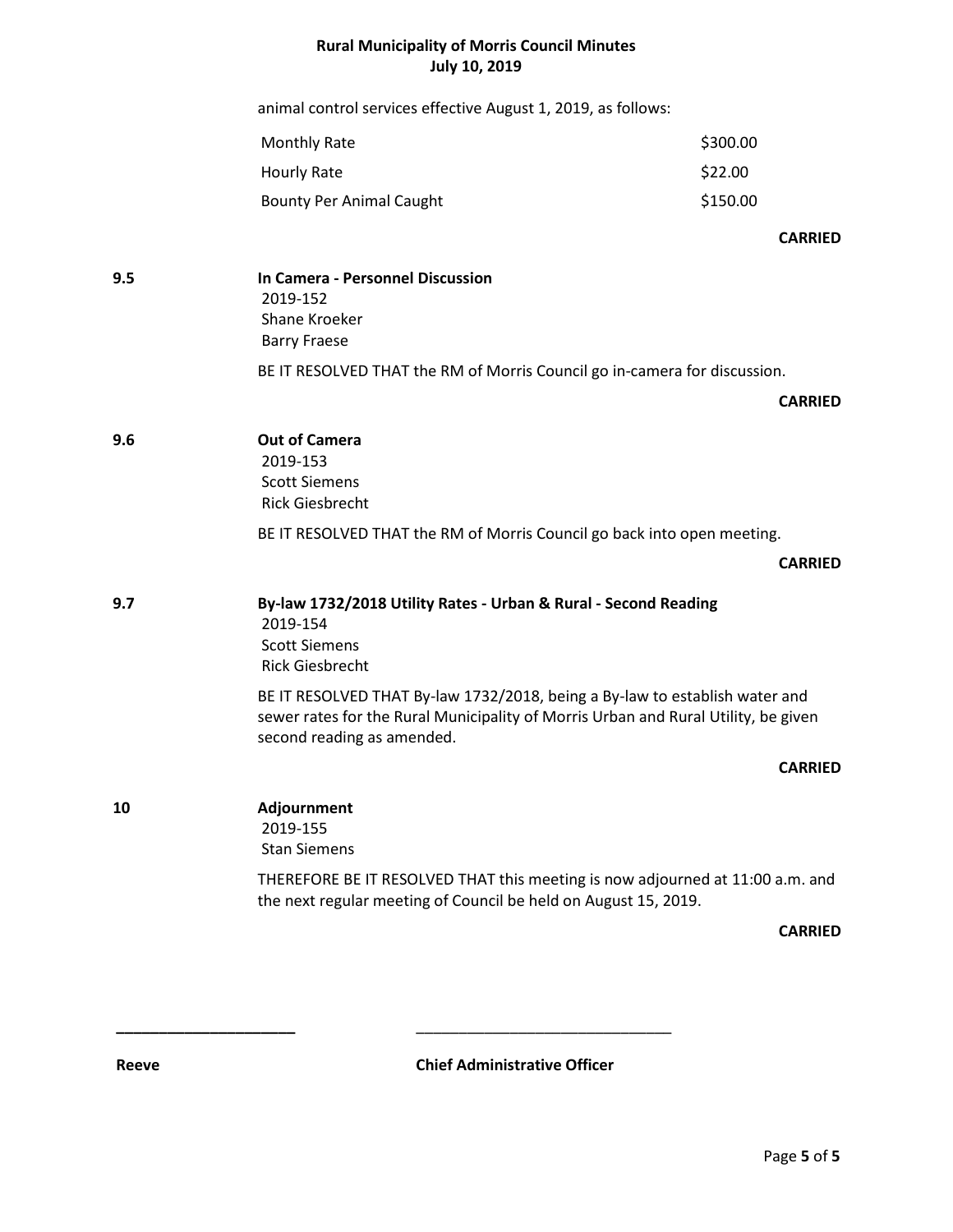animal control services effective August 1, 2019, as follows:

| | |
|---|---|
| Monthly Rate | $300.00 |
| Hourly Rate | $22.00 |
| Bounty Per Animal Caught | $150.00 |

**CARRIED**

**9.5 In Camera - Personnel Discussion**

2019-152
Shane Kroeker
Barry Fraese

BE IT RESOLVED THAT the RM of Morris Council go in-camera for discussion.

**CARRIED**

**9.6 Out of Camera**

2019-153
Scott Siemens
Rick Giesbrecht

BE IT RESOLVED THAT the RM of Morris Council go back into open meeting.

**CARRIED**

**9.7 By-law 1732/2018 Utility Rates - Urban & Rural - Second Reading**

2019-154
Scott Siemens
Rick Giesbrecht

BE IT RESOLVED THAT By-law 1732/2018, being a By-law to establish water and sewer rates for the Rural Municipality of Morris Urban and Rural Utility, be given second reading as amended.

**CARRIED**

**10 Adjournment**

2019-155
Stan Siemens

THEREFORE BE IT RESOLVED THAT this meeting is now adjourned at 11:00 a.m. and the next regular meeting of Council be held on August 15, 2019.

**CARRIED**

\_\_\_\_\_\_\_\_\_\_\_\_\_\_\_\_\_\_\_\_ \_\_\_\_\_\_\_\_\_\_\_\_\_\_\_\_\_\_\_\_\_\_\_\_\_\_\_\_\_\_

**Reeve** **Chief Administrative Officer**